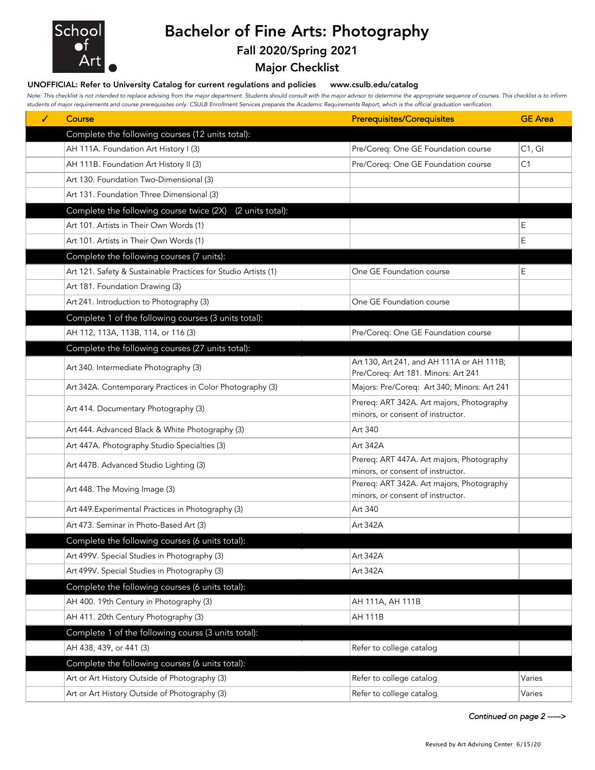School of Art

# Bachelor of Fine Arts: Photography

## Fall 2020/Spring 2021

## Major Checklist

**UNOFFICIAL: Refer to University Catalog for current regulations and policies** **www.csulb.edu/catalog**

*Note: This checklist is not intended to replace advising from the major department. Students should consult with the major advisor to determine the appropriate sequence of courses. This checklist is to inform students of major requirements and course prerequisites only. CSULB Enrollment Services prepares the Academic Requirements Report, which is the official graduation verification.*

| ✓ | Course | Prerequisites/Corequisites | GE Area |
|---|---|---|---|
| | **Complete the following courses (12 units total):** | | |
| | AH 111A. Foundation Art History I (3) | Pre/Coreq: One GE Foundation course | C1, GI |
| | AH 111B. Foundation Art History II (3) | Pre/Coreq: One GE Foundation course | C1 |
| | Art 130. Foundation Two-Dimensional (3) | | |
| | Art 131. Foundation Three Dimensional (3) | | |
| | **Complete the following course twice (2X) (2 units total):** | | |
| | Art 101. Artists in Their Own Words (1) | | E |
| | Art 101. Artists in Their Own Words (1) | | E |
| | **Complete the following courses (7 units):** | | |
| | Art 121. Safety & Sustainable Practices for Studio Artists (1) | One GE Foundation course | E |
| | Art 181. Foundation Drawing (3) | | |
| | Art 241. Introduction to Photography (3) | One GE Foundation course | |
| | **Complete 1 of the following courses (3 units total):** | | |
| | AH 112, 113A, 113B, 114, or 116 (3) | Pre/Coreq: One GE Foundation course | |
| | **Complete the following courses (27 units total):** | | |
| | Art 340. Intermediate Photography (3) | Art 130, Art 241, and AH 111A or AH 111B; Pre/Coreq: Art 181. Minors: Art 241 | |
| | Art 342A. Contemporary Practices in Color Photography (3) | Majors: Pre/Coreq: Art 340; Minors: Art 241 | |
| | Art 414. Documentary Photography (3) | Prereq: ART 342A. Art majors, Photography minors, or consent of instructor. | |
| | Art 444. Advanced Black & White Photography (3) | Art 340 | |
| | Art 447A. Photography Studio Specialties (3) | Art 342A | |
| | Art 447B. Advanced Studio Lighting (3) | Prereq: ART 447A. Art majors, Photography minors, or consent of instructor. | |
| | Art 448. The Moving Image (3) | Prereq: ART 342A. Art majors, Photography minors, or consent of instructor. | |
| | Art 449.Experimental Practices in Photography (3) | Art 340 | |
| | Art 473. Seminar in Photo-Based Art (3) | Art 342A | |
| | **Complete the following courses (6 units total):** | | |
| | Art 499V. Special Studies in Photography (3) | Art 342A | |
| | Art 499V. Special Studies in Photography (3) | Art 342A | |
| | **Complete the following courses (6 units total):** | | |
| | AH 400. 19th Century in Photography (3) | AH 111A, AH 111B | |
| | AH 411. 20th Century Photography (3) | AH 111B | |
| | **Complete 1 of the following courss (3 units total):** | | |
| | AH 438, 439, or 441 (3) | Refer to college catalog | |
| | **Complete the following courses (6 units total):** | | |
| | Art or Art History Outside of Photography (3) | Refer to college catalog | Varies |
| | Art or Art History Outside of Photography (3) | Refer to college catalog | Varies |

*Continued on page 2 ----->*

Revised by Art Advising Center 6/15/20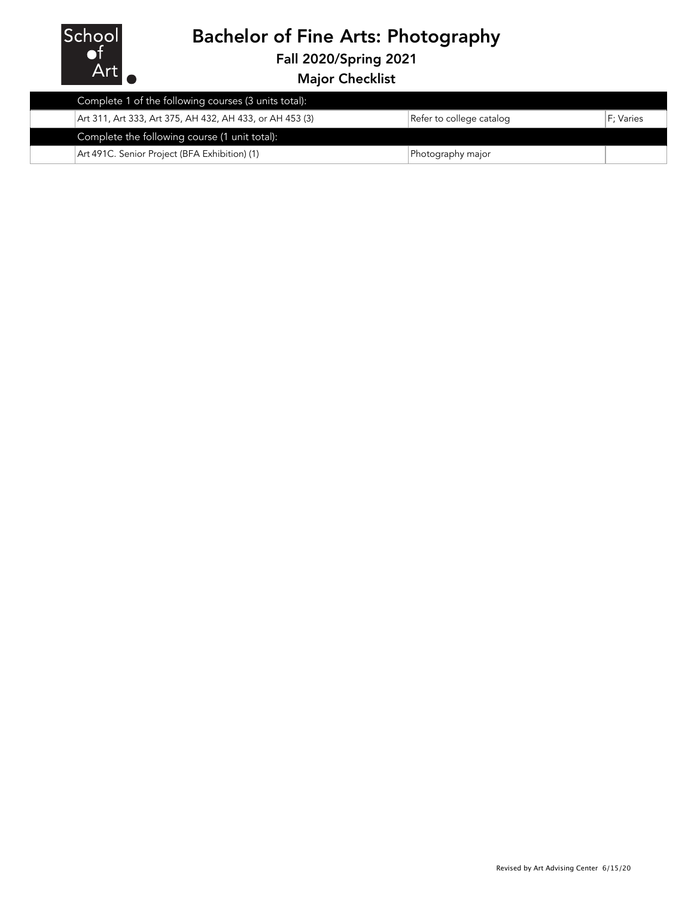# Bachelor of Fine Arts: Photography

### Fall 2020/Spring 2021

### Major Checklist

| | | | |
|---|---|---|---|
| | Complete 1 of the following courses (3 units total): | | |
| | Art 311, Art 333, Art 375, AH 432, AH 433, or AH 453 (3) | Refer to college catalog | F; Varies |
| | Complete the following course (1 unit total): | | |
| | Art 491C. Senior Project (BFA Exhibition) (1) | Photography major | |

Revised by Art Advising Center 6/15/20